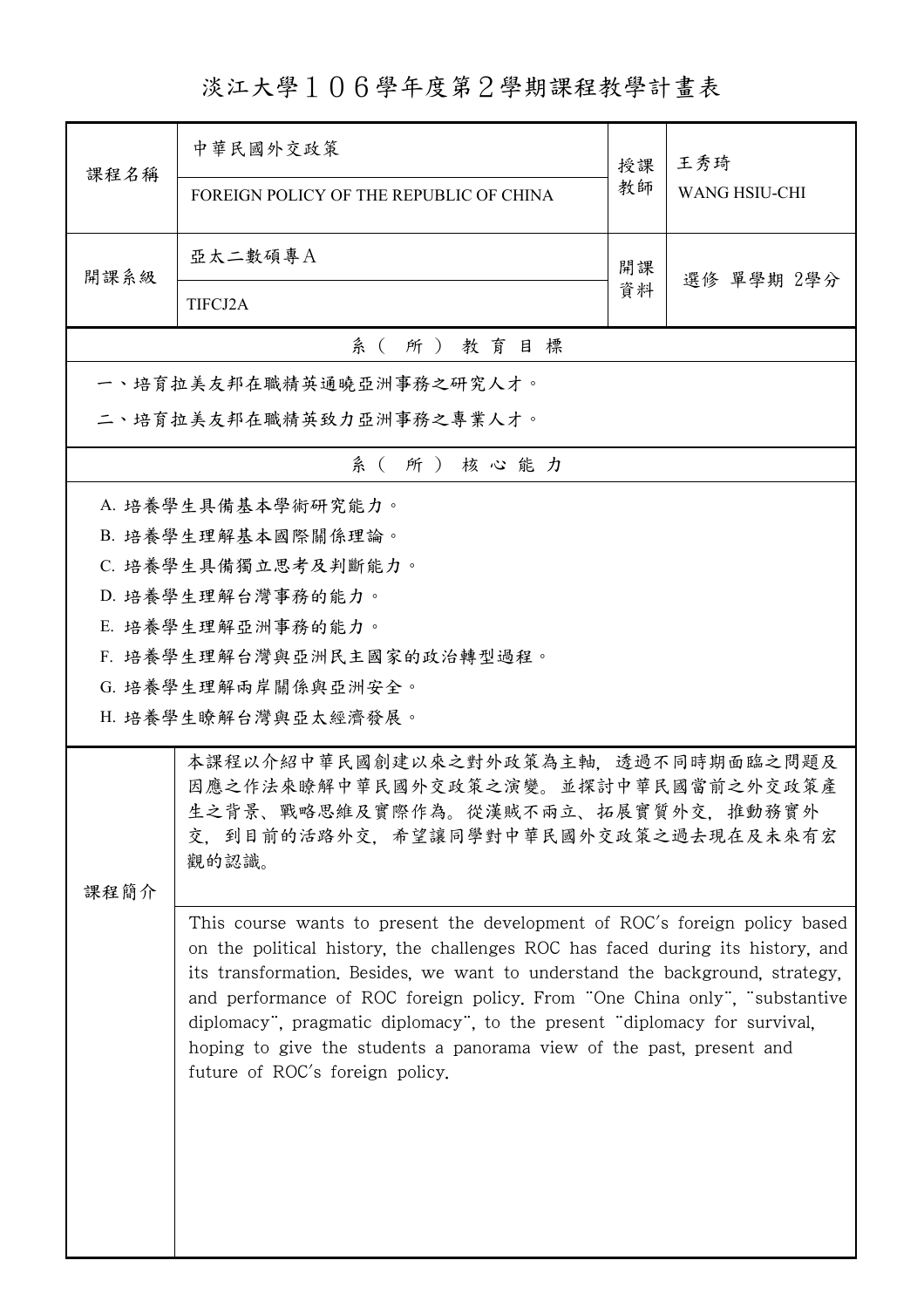# 淡江大學１０６學年度第２學期課程教學計畫表

| 課程名稱 | 中華民國外交政策<br>FOREIGN POLICY OF THE REPUBLIC OF CHINA | 授課教師 | 王秀琦<br>WANG HSIU-CHI |
|---|---|---|---|
| 開課系級 | 亞太二數碩專A<br>TIFCJ2A | 開課資料 | 選修 單學期 2學分 |

## 系（所）教育目標

一、培育拉美友邦在職精英通曉亞洲事務之研究人才。

二、培育拉美友邦在職精英致力亞洲事務之專業人才。

## 系（所）核心能力

A. 培養學生具備基本學術研究能力。

B. 培養學生理解基本國際關係理論。

C. 培養學生具備獨立思考及判斷能力。

D. 培養學生理解台灣事務的能力。

E. 培養學生理解亞洲事務的能力。

F. 培養學生理解台灣與亞洲民主國家的政治轉型過程。

G. 培養學生理解兩岸關係與亞洲安全。

H. 培養學生瞭解台灣與亞太經濟發展。

## 課程簡介

本課程以介紹中華民國創建以來之對外政策為主軸，透過不同時期面臨之問題及因應之作法來瞭解中華民國外交政策之演變。並探討中華民國當前之外交政策產生之背景、戰略思維及實際作為。從漢賊不兩立、拓展實質外交，推動務實外交，到目前的活路外交，希望讓同學對中華民國外交政策之過去現在及未來有宏觀的認識。

This course wants to present the development of ROC's foreign policy based on the political history, the challenges ROC has faced during its history, and its transformation. Besides, we want to understand the background, strategy, and performance of ROC foreign policy. From "One China only", "substantive diplomacy", pragmatic diplomacy", to the present "diplomacy for survival, hoping to give the students a panorama view of the past, present and future of ROC's foreign policy.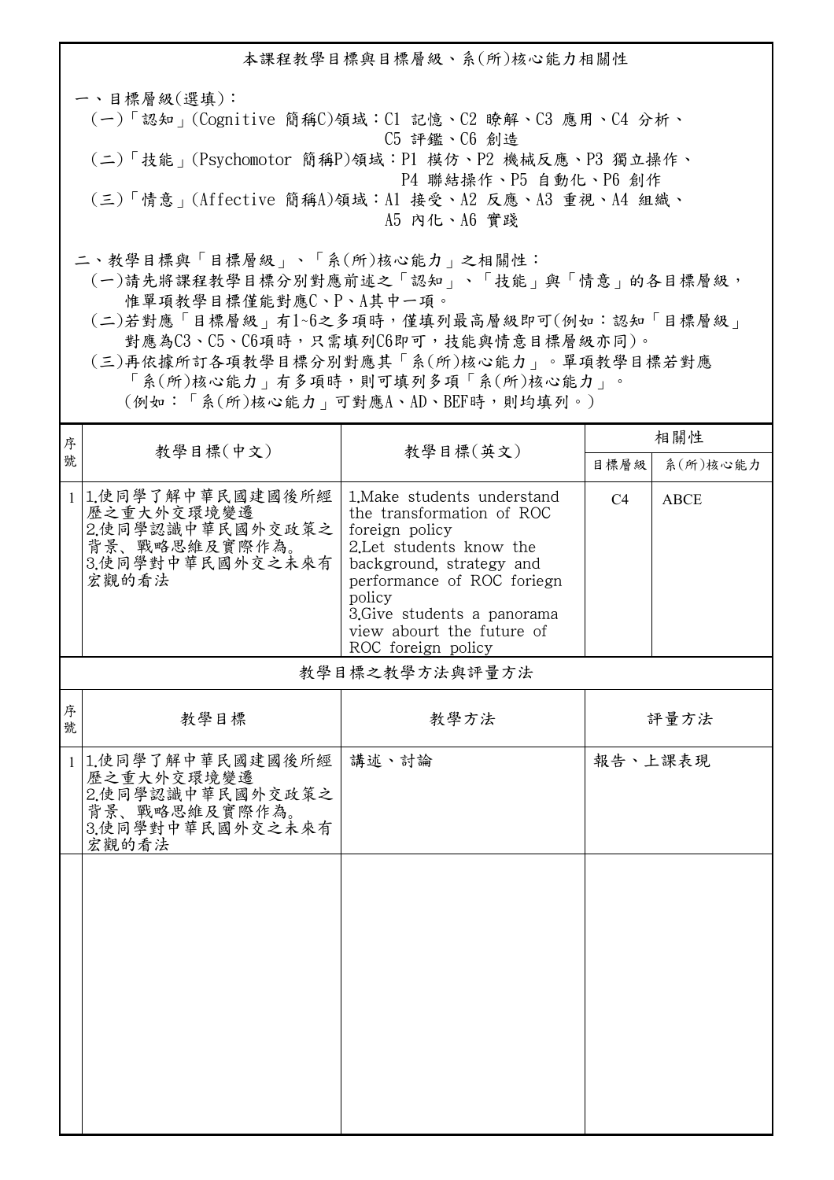## 本課程教學目標與目標層級、系(所)核心能力相關性

一、目標層級(選填)：

(一)「認知」(Cognitive 簡稱C)領域：C1 記憶、C2 瞭解、C3 應用、C4 分析、C5 評鑑、C6 創造

(二)「技能」(Psychomotor 簡稱P)領域：P1 模仿、P2 機械反應、P3 獨立操作、P4 聯結操作、P5 自動化、P6 創作

(三)「情意」(Affective 簡稱A)領域：A1 接受、A2 反應、A3 重視、A4 組織、A5 內化、A6 實踐

二、教學目標與「目標層級」、「系(所)核心能力」之相關性：

(一)請先將課程教學目標分別對應前述之「認知」、「技能」與「情意」的各目標層級，惟單項教學目標僅能對應C、P、A其中一項。

(二)若對應「目標層級」有1~6之多項時，僅填列最高層級即可(例如：認知「目標層級」對應為C3、C5、C6項時，只需填列C6即可，技能與情意目標層級亦同)。

(三)再依據所訂各項教學目標分別對應其「系(所)核心能力」。單項教學目標若對應「系(所)核心能力」有多項時，則可填列多項「系(所)核心能力」。(例如：「系(所)核心能力」可對應A、AD、BEF時，則均填列。)

| 序號 | 教學目標(中文) | 教學目標(英文) | 相關性 | |
|---|---|---|---|---|
| | | | 目標層級 | 系(所)核心能力 |
| 1 | 1.使同學了解中華民國建國後所經歷之重大外交環境變遷<br>2.使同學認識中華民國外交政策之背景、戰略思維及實際作為。<br>3.使同學對中華民國外交之未來有宏觀的看法 | 1.Make students understand the transformation of ROC foreign policy<br>2.Let students know the background, strategy and performance of ROC foriegn policy<br>3.Give students a panorama view abourt the future of ROC foreign policy | C4 | ABCE |

### 教學目標之教學方法與評量方法

| 序號 | 教學目標 | 教學方法 | 評量方法 |
|---|---|---|---|
| 1 | 1.使同學了解中華民國建國後所經歷之重大外交環境變遷<br>2.使同學認識中華民國外交政策之背景、戰略思維及實際作為。<br>3.使同學對中華民國外交之未來有宏觀的看法 | 講述、討論 | 報告、上課表現 |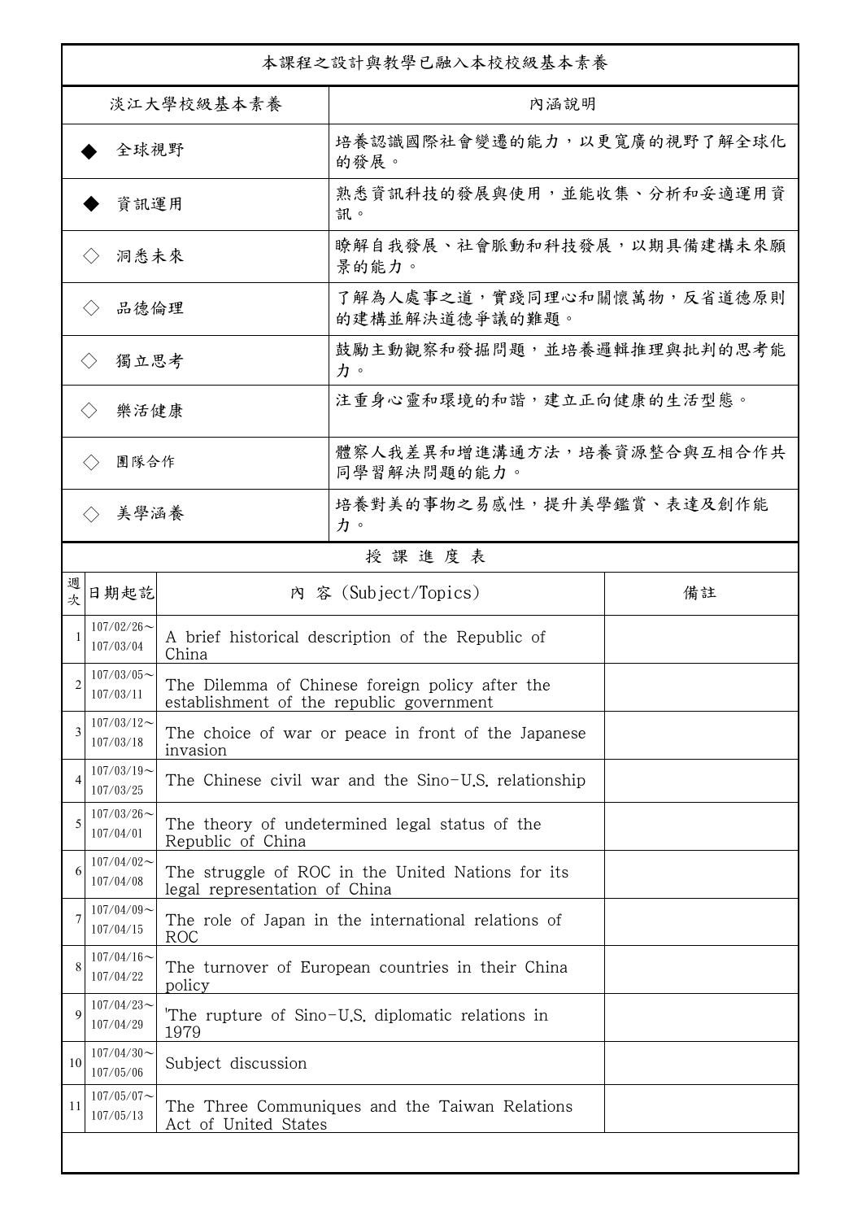本課程之設計與教學已融入本校校級基本素養

| 淡江大學校級基本素養 | 內涵說明 |
| --- | --- |
| ◆ 全球視野 | 培養認識國際社會變遷的能力，以更寬廣的視野了解全球化的發展。 |
| ◆ 資訊運用 | 熟悉資訊科技的發展與使用，並能收集、分析和妥適運用資訊。 |
| ◇ 洞悉未來 | 瞭解自我發展、社會脈動和科技發展，以期具備建構未來願景的能力。 |
| ◇ 品德倫理 | 了解為人處事之道，實踐同理心和關懷萬物，反省道德原則的建構並解決道德爭議的難題。 |
| ◇ 獨立思考 | 鼓勵主動觀察和發掘問題，並培養邏輯推理與批判的思考能力。 |
| ◇ 樂活健康 | 注重身心靈和環境的和諧，建立正向健康的生活型態。 |
| ◇ 團隊合作 | 體察人我差異和增進溝通方法，培養資源整合與互相合作共同學習解決問題的能力。 |
| ◇ 美學涵養 | 培養對美的事物之易感性，提升美學鑑賞、表達及創作能力。 |

授課進度表

| 週次 | 日期起訖 | 內 容 (Subject/Topics) | 備註 |
| --- | --- | --- | --- |
| 1 | 107/02/26～107/03/04 | A brief historical description of the Republic of China | |
| 2 | 107/03/05～107/03/11 | The Dilemma of Chinese foreign policy after the establishment of the republic government | |
| 3 | 107/03/12～107/03/18 | The choice of war or peace in front of the Japanese invasion | |
| 4 | 107/03/19～107/03/25 | The Chinese civil war and the Sino-U.S. relationship | |
| 5 | 107/03/26～107/04/01 | The theory of undetermined legal status of the Republic of China | |
| 6 | 107/04/02～107/04/08 | The struggle of ROC in the United Nations for its legal representation of China | |
| 7 | 107/04/09～107/04/15 | The role of Japan in the international relations of ROC | |
| 8 | 107/04/16～107/04/22 | The turnover of European countries in their China policy | |
| 9 | 107/04/23～107/04/29 | 'The rupture of Sino-U.S. diplomatic relations in 1979 | |
| 10 | 107/04/30～107/05/06 | Subject discussion | |
| 11 | 107/05/07～107/05/13 | The Three Communiques and the Taiwan Relations Act of United States | |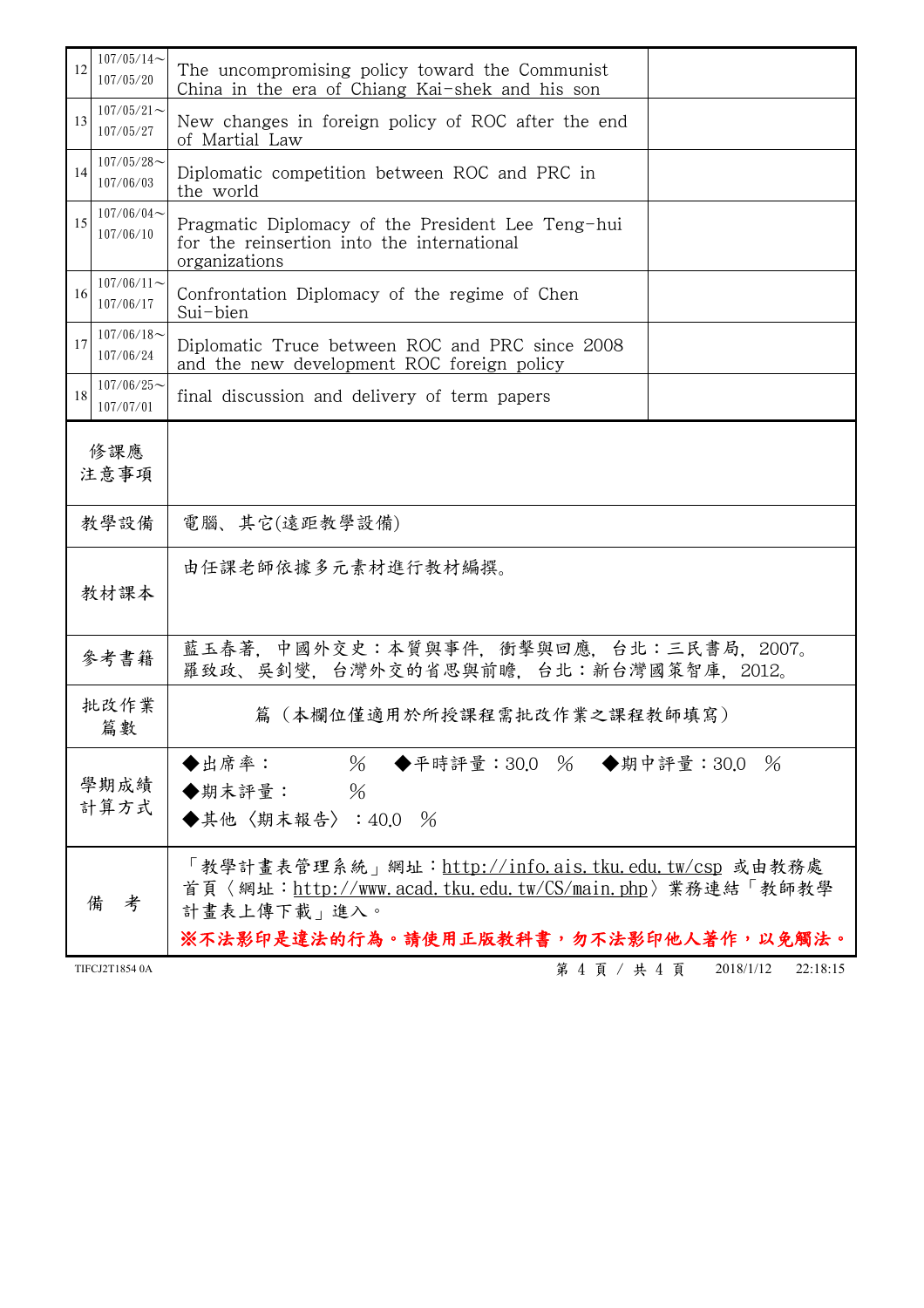| | | | |
|---|---|---|---|
| 12 | 107/05/14～<br>107/05/20 | The uncompromising policy toward the Communist China in the era of Chiang Kai-shek and his son | |
| 13 | 107/05/21～<br>107/05/27 | New changes in foreign policy of ROC after the end of Martial Law | |
| 14 | 107/05/28～<br>107/06/03 | Diplomatic competition between ROC and PRC in the world | |
| 15 | 107/06/04～<br>107/06/10 | Pragmatic Diplomacy of the President Lee Teng-hui for the reinsertion into the international organizations | |
| 16 | 107/06/11～<br>107/06/17 | Confrontation Diplomacy of the regime of Chen Sui-bien | |
| 17 | 107/06/18～<br>107/06/24 | Diplomatic Truce between ROC and PRC since 2008 and the new development ROC foreign policy | |
| 18 | 107/06/25～<br>107/07/01 | final discussion and delivery of term papers | |

| | |
|---|---|
| 修課應注意事項 | |
| 教學設備 | 電腦、其它(遠距教學設備) |
| 教材課本 | 由任課老師依據多元素材進行教材編撰。 |
| 參考書籍 | 藍玉春著, 中國外交史：本質與事件, 衝擊與回應, 台北：三民書局, 2007。<br>羅致政、吳釗燮, 台灣外交的省思與前瞻, 台北：新台灣國策智庫, 2012。 |
| 批改作業篇數 | 篇（本欄位僅適用於所授課程需批改作業之課程教師填寫） |
| 學期成績計算方式 | ◆出席率： ％ ◆平時評量：30.0 ％ ◆期中評量：30.0 ％<br>◆期末評量： ％<br>◆其他〈期末報告〉：40.0 ％ |
| 備考 | 「教學計畫表管理系統」網址：http://info.ais.tku.edu.tw/csp 或由教務處首頁〈網址：http://www.acad.tku.edu.tw/CS/main.php〉業務連結「教師教學計畫表上傳下載」進入。<br>**※不法影印是違法的行為。請使用正版教科書，勿不法影印他人著作，以免觸法。** |

TIFCJ2T1854 0A